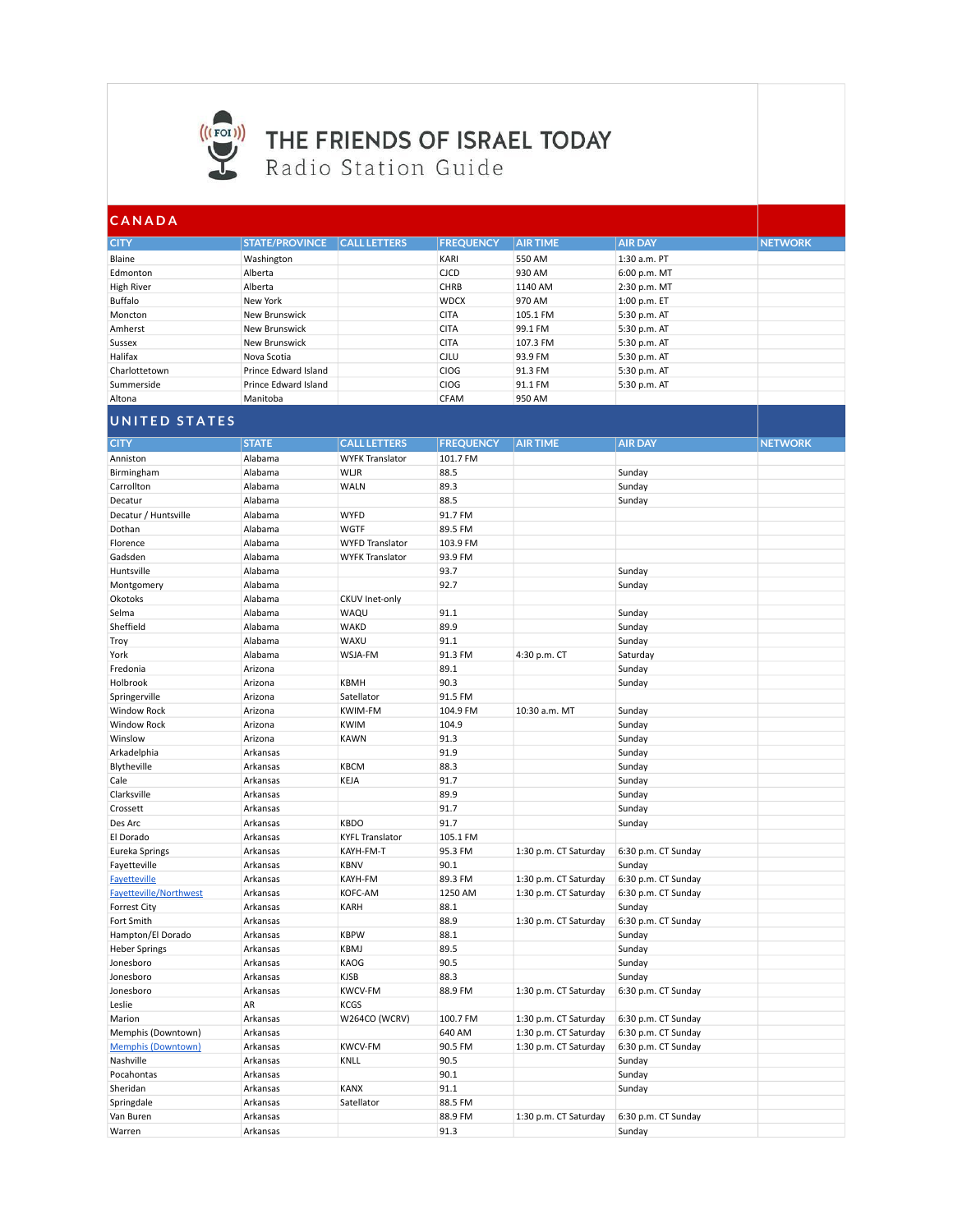# THE FRIENDS OF ISRAEL TODAY

## Radio Station Guide

## CANADA

| CITY | STATE/PROVINCE | CALL LETTERS | FREQUENCY | AIR TIME | AIR DAY | NETWORK |
|---|---|---|---|---|---|---|
| Blaine | Washington | | KARI | 550 AM | 1:30 a.m. PT | |
| Edmonton | Alberta | | CJCD | 930 AM | 6:00 p.m. MT | |
| High River | Alberta | | CHRB | 1140 AM | 2:30 p.m. MT | |
| Buffalo | New York | | WDCX | 970 AM | 1:00 p.m. ET | |
| Moncton | New Brunswick | | CITA | 105.1 FM | 5:30 p.m. AT | |
| Amherst | New Brunswick | | CITA | 99.1 FM | 5:30 p.m. AT | |
| Sussex | New Brunswick | | CITA | 107.3 FM | 5:30 p.m. AT | |
| Halifax | Nova Scotia | | CJLU | 93.9 FM | 5:30 p.m. AT | |
| Charlottetown | Prince Edward Island | | CIOG | 91.3 FM | 5:30 p.m. AT | |
| Summerside | Prince Edward Island | | CIOG | 91.1 FM | 5:30 p.m. AT | |
| Altona | Manitoba | | CFAM | 950 AM | | |

## UNITED STATES

| CITY | STATE | CALL LETTERS | FREQUENCY | AIR TIME | AIR DAY | NETWORK |
|---|---|---|---|---|---|---|
| Anniston | Alabama | WYFK Translator | 101.7 FM | | | |
| Birmingham | Alabama | WLJR | 88.5 | | Sunday | |
| Carrollton | Alabama | WALN | 89.3 | | Sunday | |
| Decatur | Alabama | | 88.5 | | Sunday | |
| Decatur / Huntsville | Alabama | WYFD | 91.7 FM | | | |
| Dothan | Alabama | WGTF | 89.5 FM | | | |
| Florence | Alabama | WYFD Translator | 103.9 FM | | | |
| Gadsden | Alabama | WYFK Translator | 93.9 FM | | | |
| Huntsville | Alabama | | 93.7 | | Sunday | |
| Montgomery | Alabama | | 92.7 | | Sunday | |
| Okotoks | Alabama | CKUV Inet-only | | | | |
| Selma | Alabama | WAQU | 91.1 | | Sunday | |
| Sheffield | Alabama | WAKD | 89.9 | | Sunday | |
| Troy | Alabama | WAXU | 91.1 | | Sunday | |
| York | Alabama | WSJA-FM | 91.3 FM | 4:30 p.m. CT | Saturday | |
| Fredonia | Arizona | | 89.1 | | Sunday | |
| Holbrook | Arizona | KBMH | 90.3 | | Sunday | |
| Springerville | Arizona | Satellator | 91.5 FM | | | |
| Window Rock | Arizona | KWIM-FM | 104.9 FM | 10:30 a.m. MT | Sunday | |
| Window Rock | Arizona | KWIM | 104.9 | | Sunday | |
| Winslow | Arizona | KAWN | 91.3 | | Sunday | |
| Arkadelphia | Arkansas | | 91.9 | | Sunday | |
| Blytheville | Arkansas | KBCM | 88.3 | | Sunday | |
| Cale | Arkansas | KEJA | 91.7 | | Sunday | |
| Clarksville | Arkansas | | 89.9 | | Sunday | |
| Crossett | Arkansas | | 91.7 | | Sunday | |
| Des Arc | Arkansas | KBDO | 91.7 | | Sunday | |
| El Dorado | Arkansas | KYFL Translator | 105.1 FM | | | |
| Eureka Springs | Arkansas | KAYH-FM-T | 95.3 FM | 1:30 p.m. CT Saturday | 6:30 p.m. CT Sunday | |
| Fayetteville | Arkansas | KBNV | 90.1 | | Sunday | |
| Fayetteville | Arkansas | KAYH-FM | 89.3 FM | 1:30 p.m. CT Saturday | 6:30 p.m. CT Sunday | |
| Fayetteville/Northwest | Arkansas | KOFC-AM | 1250 AM | 1:30 p.m. CT Saturday | 6:30 p.m. CT Sunday | |
| Forrest City | Arkansas | KARH | 88.1 | | Sunday | |
| Fort Smith | Arkansas | | 88.9 | 1:30 p.m. CT Saturday | 6:30 p.m. CT Sunday | |
| Hampton/El Dorado | Arkansas | KBPW | 88.1 | | Sunday | |
| Heber Springs | Arkansas | KBMJ | 89.5 | | Sunday | |
| Jonesboro | Arkansas | KAOG | 90.5 | | Sunday | |
| Jonesboro | Arkansas | KJSB | 88.3 | | Sunday | |
| Jonesboro | Arkansas | KWCV-FM | 88.9 FM | 1:30 p.m. CT Saturday | 6:30 p.m. CT Sunday | |
| Leslie | AR | KCGS | | | | |
| Marion | Arkansas | W264CO (WCRV) | 100.7 FM | 1:30 p.m. CT Saturday | 6:30 p.m. CT Sunday | |
| Memphis (Downtown) | Arkansas | | 640 AM | 1:30 p.m. CT Saturday | 6:30 p.m. CT Sunday | |
| Memphis (Downtown) | Arkansas | KWCV-FM | 90.5 FM | 1:30 p.m. CT Saturday | 6:30 p.m. CT Sunday | |
| Nashville | Arkansas | KNLL | 90.5 | | Sunday | |
| Pocahontas | Arkansas | | 90.1 | | Sunday | |
| Sheridan | Arkansas | KANX | 91.1 | | Sunday | |
| Springdale | Arkansas | Satellator | 88.5 FM | | | |
| Van Buren | Arkansas | | 88.9 FM | 1:30 p.m. CT Saturday | 6:30 p.m. CT Sunday | |
| Warren | Arkansas | | 91.3 | | Sunday | |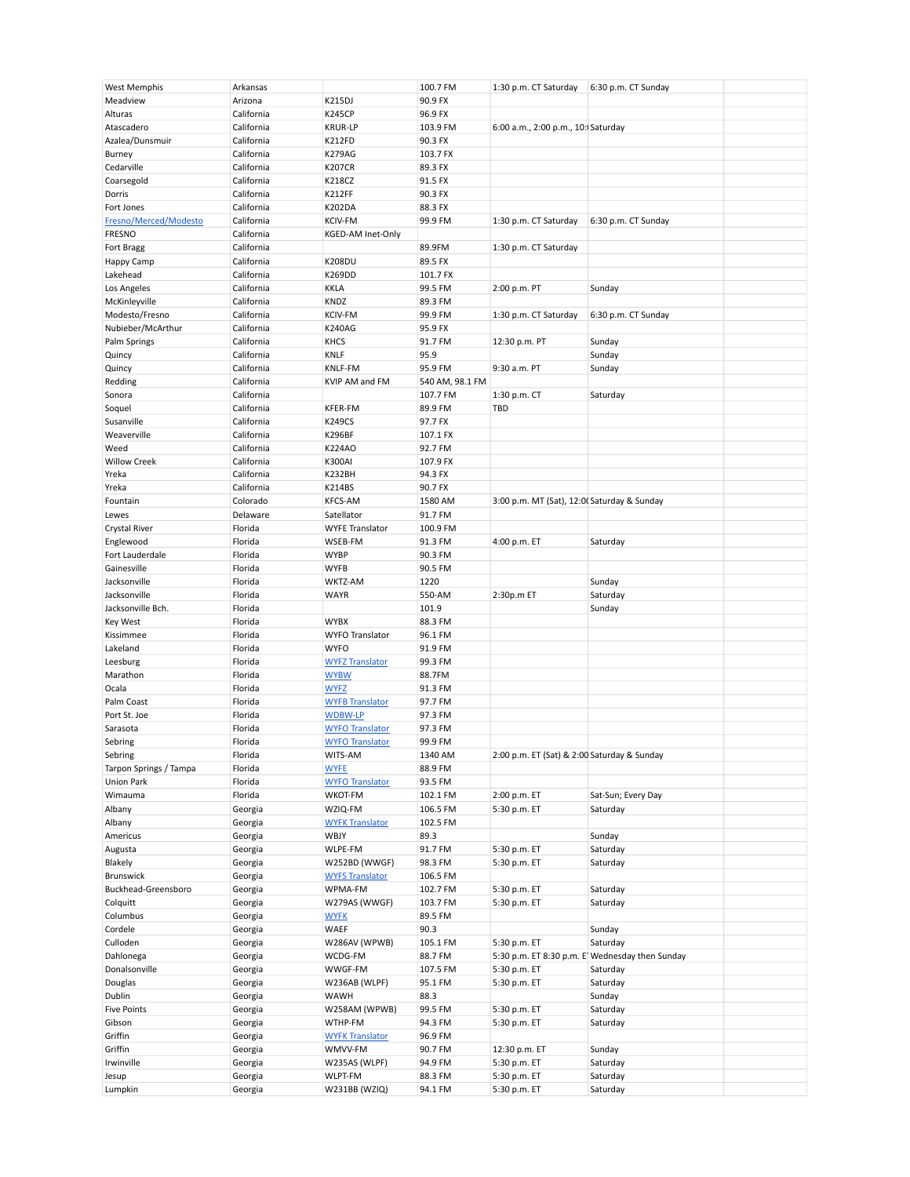| West Memphis | Arkansas | | 100.7 FM | 1:30 p.m. CT Saturday | 6:30 p.m. CT Sunday | |
|---|---|---|---|---|---|---|
| Meadview | Arizona | K215DJ | 90.9 FX | | | |
| Alturas | California | K245CP | 96.9 FX | | | |
| Atascadero | California | KRUR-LP | 103.9 FM | 6:00 a.m., 2:00 p.m., 10: | Saturday | |
| Azalea/Dunsmuir | California | K212FD | 90.3 FX | | | |
| Burney | California | K279AG | 103.7 FX | | | |
| Cedarville | California | K207CR | 89.3 FX | | | |
| Coarsegold | California | K218CZ | 91.5 FX | | | |
| Dorris | California | K212FF | 90.3 FX | | | |
| Fort Jones | California | K202DA | 88.3 FX | | | |
| Fresno/Merced/Modesto | California | KCIV-FM | 99.9 FM | 1:30 p.m. CT Saturday | 6:30 p.m. CT Sunday | |
| FRESNO | California | KGED-AM Inet-Only | | | | |
| Fort Bragg | California | | 89.9FM | 1:30 p.m. CT Saturday | | |
| Happy Camp | California | K208DU | 89.5 FX | | | |
| Lakehead | California | K269DD | 101.7 FX | | | |
| Los Angeles | California | KKLA | 99.5 FM | 2:00 p.m. PT | Sunday | |
| McKinleyville | California | KNDZ | 89.3 FM | | | |
| Modesto/Fresno | California | KCIV-FM | 99.9 FM | 1:30 p.m. CT Saturday | 6:30 p.m. CT Sunday | |
| Nubieber/McArthur | California | K240AG | 95.9 FX | | | |
| Palm Springs | California | KHCS | 91.7 FM | 12:30 p.m. PT | Sunday | |
| Quincy | California | KNLF | 95.9 | | Sunday | |
| Quincy | California | KNLF-FM | 95.9 FM | 9:30 a.m. PT | Sunday | |
| Redding | California | KVIP AM and FM | 540 AM, 98.1 FM | | | |
| Sonora | California | | 107.7 FM | 1:30 p.m. CT | Saturday | |
| Soquel | California | KFER-FM | 89.9 FM | TBD | | |
| Susanville | California | K249CS | 97.7 FX | | | |
| Weaverville | California | K296BF | 107.1 FX | | | |
| Weed | California | K224AO | 92.7 FM | | | |
| Willow Creek | California | K300AI | 107.9 FX | | | |
| Yreka | California | K232BH | 94.3 FX | | | |
| Yreka | California | K214BS | 90.7 FX | | | |
| Fountain | Colorado | KFCS-AM | 1580 AM | 3:00 p.m. MT (Sat), 12:0 | Saturday & Sunday | |
| Lewes | Delaware | Satellator | 91.7 FM | | | |
| Crystal River | Florida | WYFE Translator | 100.9 FM | | | |
| Englewood | Florida | WSEB-FM | 91.3 FM | 4:00 p.m. ET | Saturday | |
| Fort Lauderdale | Florida | WYBP | 90.3 FM | | | |
| Gainesville | Florida | WYFB | 90.5 FM | | | |
| Jacksonville | Florida | WKTZ-AM | 1220 | | Sunday | |
| Jacksonville | Florida | WAYR | 550-AM | 2:30p.m ET | Saturday | |
| Jacksonville Bch. | Florida | | 101.9 | | Sunday | |
| Key West | Florida | WYBX | 88.3 FM | | | |
| Kissimmee | Florida | WYFO Translator | 96.1 FM | | | |
| Lakeland | Florida | WYFO | 91.9 FM | | | |
| Leesburg | Florida | WYFZ Translator | 99.3 FM | | | |
| Marathon | Florida | WYBW | 88.7FM | | | |
| Ocala | Florida | WYFZ | 91.3 FM | | | |
| Palm Coast | Florida | WYFB Translator | 97.7 FM | | | |
| Port St. Joe | Florida | WDBW-LP | 97.3 FM | | | |
| Sarasota | Florida | WYFO Translator | 97.3 FM | | | |
| Sebring | Florida | WYFO Translator | 99.9 FM | | | |
| Sebring | Florida | WITS-AM | 1340 AM | 2:00 p.m. ET (Sat) & 2:00 | Saturday & Sunday | |
| Tarpon Springs / Tampa | Florida | WYFE | 88.9 FM | | | |
| Union Park | Florida | WYFO Translator | 93.5 FM | | | |
| Wimauma | Florida | WKOT-FM | 102.1 FM | 2:00 p.m. ET | Sat-Sun; Every Day | |
| Albany | Georgia | WZIQ-FM | 106.5 FM | 5:30 p.m. ET | Saturday | |
| Albany | Georgia | WYFK Translator | 102.5 FM | | | |
| Americus | Georgia | WBJY | 89.3 | | Sunday | |
| Augusta | Georgia | WLPE-FM | 91.7 FM | 5:30 p.m. ET | Saturday | |
| Blakely | Georgia | W252BD (WWGF) | 98.3 FM | 5:30 p.m. ET | Saturday | |
| Brunswick | Georgia | WYFS Translator | 106.5 FM | | | |
| Buckhead-Greensboro | Georgia | WPMA-FM | 102.7 FM | 5:30 p.m. ET | Saturday | |
| Colquitt | Georgia | W279AS (WWGF) | 103.7 FM | 5:30 p.m. ET | Saturday | |
| Columbus | Georgia | WYFK | 89.5 FM | | | |
| Cordele | Georgia | WAEF | 90.3 | | Sunday | |
| Culloden | Georgia | W286AV (WPWB) | 105.1 FM | 5:30 p.m. ET | Saturday | |
| Dahlonega | Georgia | WCDG-FM | 88.7 FM | 5:30 p.m. ET 8:30 p.m. E | Wednesday then Sunday | |
| Donalsonville | Georgia | WWGF-FM | 107.5 FM | 5:30 p.m. ET | Saturday | |
| Douglas | Georgia | W236AB (WLPF) | 95.1 FM | 5:30 p.m. ET | Saturday | |
| Dublin | Georgia | WAWH | 88.3 | | Sunday | |
| Five Points | Georgia | W258AM (WPWB) | 99.5 FM | 5:30 p.m. ET | Saturday | |
| Gibson | Georgia | WTHP-FM | 94.3 FM | 5:30 p.m. ET | Saturday | |
| Griffin | Georgia | WYFK Translator | 96.9 FM | | | |
| Griffin | Georgia | WMVV-FM | 90.7 FM | 12:30 p.m. ET | Sunday | |
| Irwinville | Georgia | W235AS (WLPF) | 94.9 FM | 5:30 p.m. ET | Saturday | |
| Jesup | Georgia | WLPT-FM | 88.3 FM | 5:30 p.m. ET | Saturday | |
| Lumpkin | Georgia | W231BB (WZIQ) | 94.1 FM | 5:30 p.m. ET | Saturday | |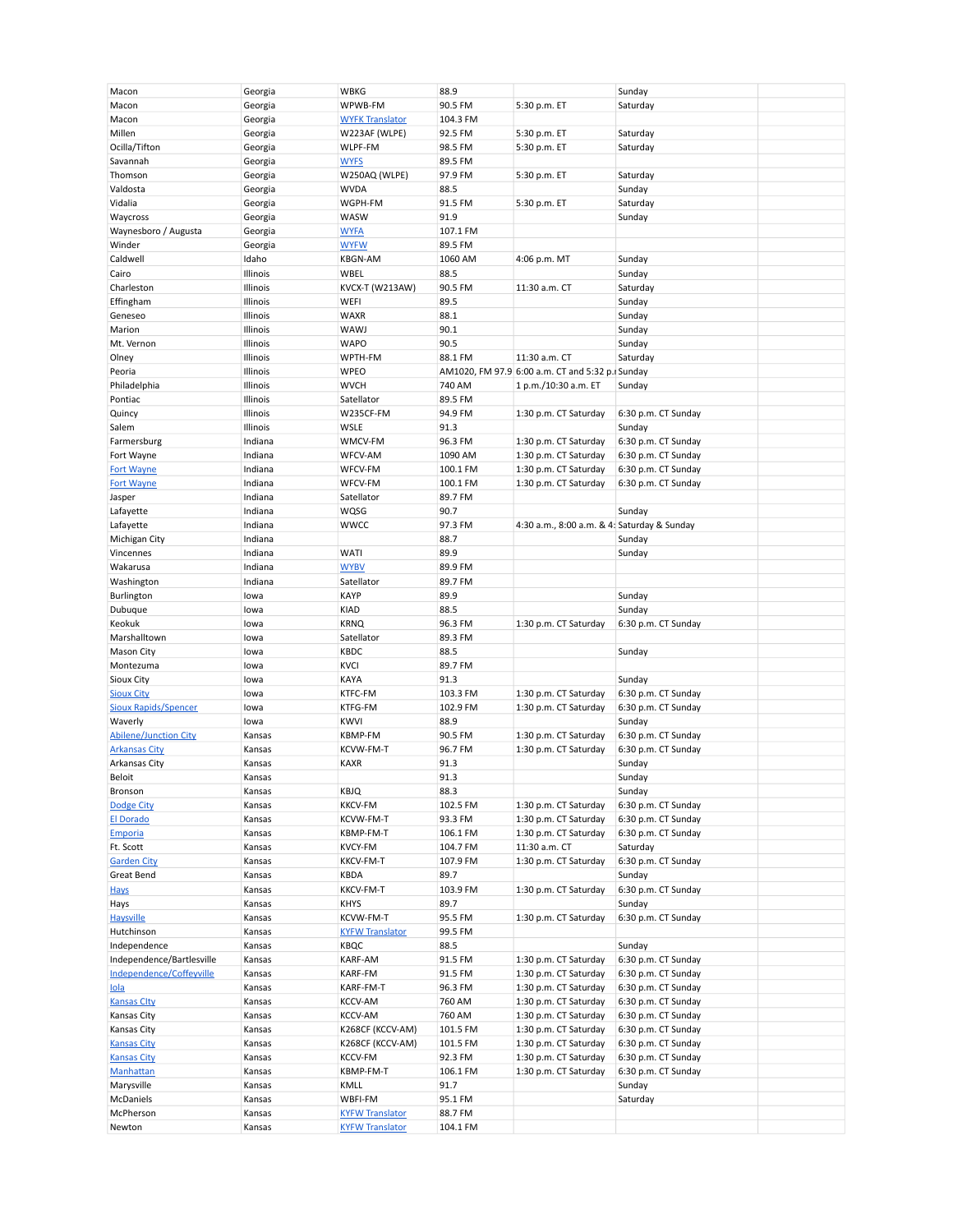| Macon | Georgia | WBKG | 88.9 | | Sunday | |
|---|---|---|---|---|---|---|
| Macon | Georgia | WPWB-FM | 90.5 FM | 5:30 p.m. ET | Saturday | |
| Macon | Georgia | WYFK Translator | 104.3 FM | | | |
| Millen | Georgia | W223AF (WLPE) | 92.5 FM | 5:30 p.m. ET | Saturday | |
| Ocilla/Tifton | Georgia | WLPF-FM | 98.5 FM | 5:30 p.m. ET | Saturday | |
| Savannah | Georgia | WYFS | 89.5 FM | | | |
| Thomson | Georgia | W250AQ (WLPE) | 97.9 FM | 5:30 p.m. ET | Saturday | |
| Valdosta | Georgia | WVDA | 88.5 | | Sunday | |
| Vidalia | Georgia | WGPH-FM | 91.5 FM | 5:30 p.m. ET | Saturday | |
| Waycross | Georgia | WASW | 91.9 | | Sunday | |
| Waynesboro / Augusta | Georgia | WYFA | 107.1 FM | | | |
| Winder | Georgia | WYFW | 89.5 FM | | | |
| Caldwell | Idaho | KBGN-AM | 1060 AM | 4:06 p.m. MT | Sunday | |
| Cairo | Illinois | WBEL | 88.5 | | Sunday | |
| Charleston | Illinois | KVCX-T (W213AW) | 90.5 FM | 11:30 a.m. CT | Saturday | |
| Effingham | Illinois | WEFI | 89.5 | | Sunday | |
| Geneseo | Illinois | WAXR | 88.1 | | Sunday | |
| Marion | Illinois | WAWJ | 90.1 | | Sunday | |
| Mt. Vernon | Illinois | WAPO | 90.5 | | Sunday | |
| Olney | Illinois | WPTH-FM | 88.1 FM | 11:30 a.m. CT | Saturday | |
| Peoria | Illinois | WPEO | AM1020, FM 97.9 | 6:00 a.m. CT and 5:32 p.m | Sunday | |
| Philadelphia | Illinois | WVCH | 740 AM | 1 p.m./10:30 a.m. ET | Sunday | |
| Pontiac | Illinois | Satellator | 89.5 FM | | | |
| Quincy | Illinois | W235CF-FM | 94.9 FM | 1:30 p.m. CT Saturday | 6:30 p.m. CT Sunday | |
| Salem | Illinois | WSLE | 91.3 | | Sunday | |
| Farmersburg | Indiana | WMCV-FM | 96.3 FM | 1:30 p.m. CT Saturday | 6:30 p.m. CT Sunday | |
| Fort Wayne | Indiana | WFCV-AM | 1090 AM | 1:30 p.m. CT Saturday | 6:30 p.m. CT Sunday | |
| Fort Wayne | Indiana | WFCV-FM | 100.1 FM | 1:30 p.m. CT Saturday | 6:30 p.m. CT Sunday | |
| Fort Wayne | Indiana | WFCV-FM | 100.1 FM | 1:30 p.m. CT Saturday | 6:30 p.m. CT Sunday | |
| Jasper | Indiana | Satellator | 89.7 FM | | | |
| Lafayette | Indiana | WQSG | 90.7 | | Sunday | |
| Lafayette | Indiana | WWCC | 97.3 FM | 4:30 a.m., 8:00 a.m. & 4: | Saturday & Sunday | |
| Michigan City | Indiana | | 88.7 | | Sunday | |
| Vincennes | Indiana | WATI | 89.9 | | Sunday | |
| Wakarusa | Indiana | WYBV | 89.9 FM | | | |
| Washington | Indiana | Satellator | 89.7 FM | | | |
| Burlington | Iowa | KAYP | 89.9 | | Sunday | |
| Dubuque | Iowa | KIAD | 88.5 | | Sunday | |
| Keokuk | Iowa | KRNQ | 96.3 FM | 1:30 p.m. CT Saturday | 6:30 p.m. CT Sunday | |
| Marshalltown | Iowa | Satellator | 89.3 FM | | | |
| Mason City | Iowa | KBDC | 88.5 | | Sunday | |
| Montezuma | Iowa | KVCI | 89.7 FM | | | |
| Sioux City | Iowa | KAYA | 91.3 | | Sunday | |
| Sioux City | Iowa | KTFC-FM | 103.3 FM | 1:30 p.m. CT Saturday | 6:30 p.m. CT Sunday | |
| Sioux Rapids/Spencer | Iowa | KTFG-FM | 102.9 FM | 1:30 p.m. CT Saturday | 6:30 p.m. CT Sunday | |
| Waverly | Iowa | KWVI | 88.9 | | Sunday | |
| Abilene/Junction City | Kansas | KBMP-FM | 90.5 FM | 1:30 p.m. CT Saturday | 6:30 p.m. CT Sunday | |
| Arkansas City | Kansas | KCVW-FM-T | 96.7 FM | 1:30 p.m. CT Saturday | 6:30 p.m. CT Sunday | |
| Arkansas City | Kansas | KAXR | 91.3 | | Sunday | |
| Beloit | Kansas | | 91.3 | | Sunday | |
| Bronson | Kansas | KBJQ | 88.3 | | Sunday | |
| Dodge City | Kansas | KKCV-FM | 102.5 FM | 1:30 p.m. CT Saturday | 6:30 p.m. CT Sunday | |
| El Dorado | Kansas | KCVW-FM-T | 93.3 FM | 1:30 p.m. CT Saturday | 6:30 p.m. CT Sunday | |
| Emporia | Kansas | KBMP-FM-T | 106.1 FM | 1:30 p.m. CT Saturday | 6:30 p.m. CT Sunday | |
| Ft. Scott | Kansas | KVCY-FM | 104.7 FM | 11:30 a.m. CT | Saturday | |
| Garden City | Kansas | KKCV-FM-T | 107.9 FM | 1:30 p.m. CT Saturday | 6:30 p.m. CT Sunday | |
| Great Bend | Kansas | KBDA | 89.7 | | Sunday | |
| Hays | Kansas | KKCV-FM-T | 103.9 FM | 1:30 p.m. CT Saturday | 6:30 p.m. CT Sunday | |
| Hays | Kansas | KHYS | 89.7 | | Sunday | |
| Haysville | Kansas | KCVW-FM-T | 95.5 FM | 1:30 p.m. CT Saturday | 6:30 p.m. CT Sunday | |
| Hutchinson | Kansas | KYFW Translator | 99.5 FM | | | |
| Independence | Kansas | KBQC | 88.5 | | Sunday | |
| Independence/Bartlesville | Kansas | KARF-AM | 91.5 FM | 1:30 p.m. CT Saturday | 6:30 p.m. CT Sunday | |
| Independence/Coffeyville | Kansas | KARF-FM | 91.5 FM | 1:30 p.m. CT Saturday | 6:30 p.m. CT Sunday | |
| Iola | Kansas | KARF-FM-T | 96.3 FM | 1:30 p.m. CT Saturday | 6:30 p.m. CT Sunday | |
| Kansas Clty | Kansas | KCCV-AM | 760 AM | 1:30 p.m. CT Saturday | 6:30 p.m. CT Sunday | |
| Kansas City | Kansas | KCCV-AM | 760 AM | 1:30 p.m. CT Saturday | 6:30 p.m. CT Sunday | |
| Kansas City | Kansas | K268CF (KCCV-AM) | 101.5 FM | 1:30 p.m. CT Saturday | 6:30 p.m. CT Sunday | |
| Kansas City | Kansas | K268CF (KCCV-AM) | 101.5 FM | 1:30 p.m. CT Saturday | 6:30 p.m. CT Sunday | |
| Kansas City | Kansas | KCCV-FM | 92.3 FM | 1:30 p.m. CT Saturday | 6:30 p.m. CT Sunday | |
| Manhattan | Kansas | KBMP-FM-T | 106.1 FM | 1:30 p.m. CT Saturday | 6:30 p.m. CT Sunday | |
| Marysville | Kansas | KMLL | 91.7 | | Sunday | |
| McDaniels | Kansas | WBFI-FM | 95.1 FM | | Saturday | |
| McPherson | Kansas | KYFW Translator | 88.7 FM | | | |
| Newton | Kansas | KYFW Translator | 104.1 FM | | | |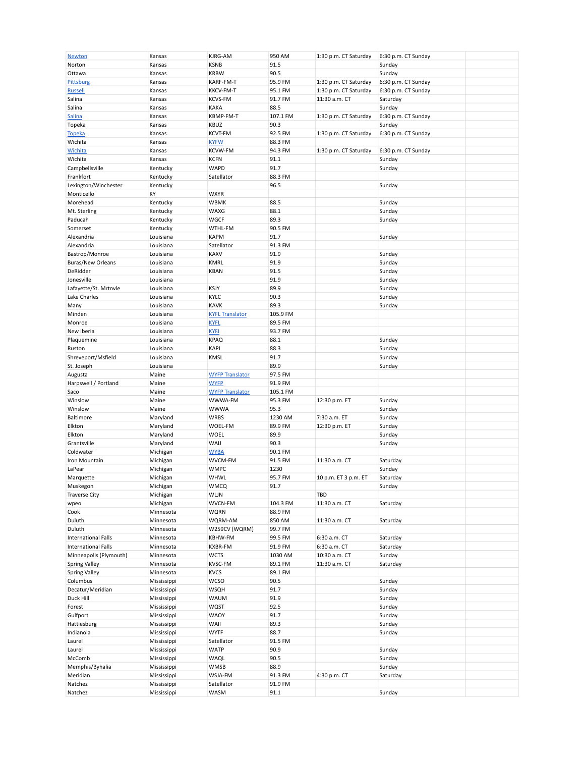| | | | | | | |
|---|---|---|---|---|---|---|
| Newton | Kansas | KJRG-AM | 950 AM | 1:30 p.m. CT Saturday | 6:30 p.m. CT Sunday | |
| Norton | Kansas | KSNB | 91.5 | | Sunday | |
| Ottawa | Kansas | KRBW | 90.5 | | Sunday | |
| Pittsburg | Kansas | KARF-FM-T | 95.9 FM | 1:30 p.m. CT Saturday | 6:30 p.m. CT Sunday | |
| Russell | Kansas | KKCV-FM-T | 95.1 FM | 1:30 p.m. CT Saturday | 6:30 p.m. CT Sunday | |
| Salina | Kansas | KCVS-FM | 91.7 FM | 11:30 a.m. CT | Saturday | |
| Salina | Kansas | KAKA | 88.5 | | Sunday | |
| Salina | Kansas | KBMP-FM-T | 107.1 FM | 1:30 p.m. CT Saturday | 6:30 p.m. CT Sunday | |
| Topeka | Kansas | KBUZ | 90.3 | | Sunday | |
| Topeka | Kansas | KCVT-FM | 92.5 FM | 1:30 p.m. CT Saturday | 6:30 p.m. CT Sunday | |
| Wichita | Kansas | KYFW | 88.3 FM | | | |
| Wichita | Kansas | KCVW-FM | 94.3 FM | 1:30 p.m. CT Saturday | 6:30 p.m. CT Sunday | |
| Wichita | Kansas | KCFN | 91.1 | | Sunday | |
| Campbellsville | Kentucky | WAPD | 91.7 | | Sunday | |
| Frankfort | Kentucky | Satellator | 88.3 FM | | | |
| Lexington/Winchester | Kentucky | | 96.5 | | Sunday | |
| Monticello | KY | WXYR | | | | |
| Morehead | Kentucky | WBMK | 88.5 | | Sunday | |
| Mt. Sterling | Kentucky | WAXG | 88.1 | | Sunday | |
| Paducah | Kentucky | WGCF | 89.3 | | Sunday | |
| Somerset | Kentucky | WTHL-FM | 90.5 FM | | | |
| Alexandria | Louisiana | KAPM | 91.7 | | Sunday | |
| Alexandria | Louisiana | Satellator | 91.3 FM | | | |
| Bastrop/Monroe | Louisiana | KAXV | 91.9 | | Sunday | |
| Buras/New Orleans | Louisiana | KMRL | 91.9 | | Sunday | |
| DeRidder | Louisiana | KBAN | 91.5 | | Sunday | |
| Jonesville | Louisiana | | 91.9 | | Sunday | |
| Lafayette/St. Mrtnvle | Louisiana | KSJY | 89.9 | | Sunday | |
| Lake Charles | Louisiana | KYLC | 90.3 | | Sunday | |
| Many | Louisiana | KAVK | 89.3 | | Sunday | |
| Minden | Louisiana | KYFL Translator | 105.9 FM | | | |
| Monroe | Louisiana | KYFL | 89.5 FM | | | |
| New Iberia | Louisiana | KYFJ | 93.7 FM | | | |
| Plaquemine | Louisiana | KPAQ | 88.1 | | Sunday | |
| Ruston | Louisiana | KAPI | 88.3 | | Sunday | |
| Shreveport/Msfield | Louisiana | KMSL | 91.7 | | Sunday | |
| St. Joseph | Louisiana | | 89.9 | | Sunday | |
| Augusta | Maine | WYFP Translator | 97.5 FM | | | |
| Harpswell / Portland | Maine | WYFP | 91.9 FM | | | |
| Saco | Maine | WYFP Translator | 105.1 FM | | | |
| Winslow | Maine | WWWA-FM | 95.3 FM | 12:30 p.m. ET | Sunday | |
| Winslow | Maine | WWWA | 95.3 | | Sunday | |
| Baltimore | Maryland | WRBS | 1230 AM | 7:30 a.m. ET | Sunday | |
| Elkton | Maryland | WOEL-FM | 89.9 FM | 12:30 p.m. ET | Sunday | |
| Elkton | Maryland | WOEL | 89.9 | | Sunday | |
| Grantsville | Maryland | WAIJ | 90.3 | | Sunday | |
| Coldwater | Michigan | WYBA | 90.1 FM | | | |
| Iron Mountain | Michigan | WVCM-FM | 91.5 FM | 11:30 a.m. CT | Saturday | |
| LaPear | Michigan | WMPC | 1230 | | Sunday | |
| Marquette | Michigan | WHWL | 95.7 FM | 10 p.m. ET 3 p.m. ET | Saturday | |
| Muskegon | Michigan | WMCQ | 91.7 | | Sunday | |
| Traverse City | Michigan | WLJN | | TBD | | |
| wpeo | Michigan | WVCN-FM | 104.3 FM | 11:30 a.m. CT | Saturday | |
| Cook | Minnesota | WQRN | 88.9 FM | | | |
| Duluth | Minnesota | WQRM-AM | 850 AM | 11:30 a.m. CT | Saturday | |
| Duluth | Minnesota | W259CV (WQRM) | 99.7 FM | | | |
| International Falls | Minnesota | KBHW-FM | 99.5 FM | 6:30 a.m. CT | Saturday | |
| International Falls | Minnesota | KXBR-FM | 91.9 FM | 6:30 a.m. CT | Saturday | |
| Minneapolis (Plymouth) | Minnesota | WCTS | 1030 AM | 10:30 a.m. CT | Sunday | |
| Spring Valley | Minnesota | KVSC-FM | 89.1 FM | 11:30 a.m. CT | Saturday | |
| Spring Valley | Minnesota | KVCS | 89.1 FM | | | |
| Columbus | Mississippi | WCSO | 90.5 | | Sunday | |
| Decatur/Meridian | Mississippi | WSQH | 91.7 | | Sunday | |
| Duck Hill | Mississippi | WAUM | 91.9 | | Sunday | |
| Forest | Mississippi | WQST | 92.5 | | Sunday | |
| Gulfport | Mississippi | WAOY | 91.7 | | Sunday | |
| Hattiesburg | Mississippi | WAII | 89.3 | | Sunday | |
| Indianola | Mississippi | WYTF | 88.7 | | Sunday | |
| Laurel | Mississippi | Satellator | 91.5 FM | | | |
| Laurel | Mississippi | WATP | 90.9 | | Sunday | |
| McComb | Mississippi | WAQL | 90.5 | | Sunday | |
| Memphis/Byhalia | Mississippi | WMSB | 88.9 | | Sunday | |
| Meridian | Mississippi | WSJA-FM | 91.3 FM | 4:30 p.m. CT | Saturday | |
| Natchez | Mississippi | Satellator | 91.9 FM | | | |
| Natchez | Mississippi | WASM | 91.1 | | Sunday | |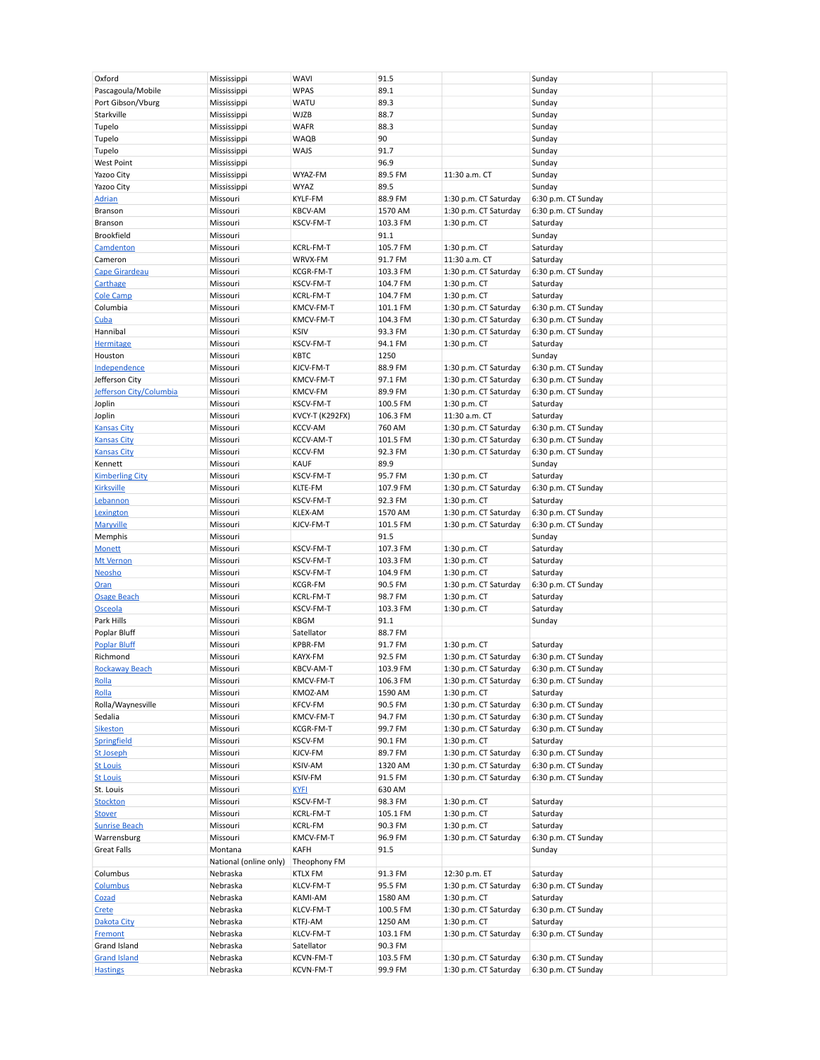| | | | | | | |
|---|---|---|---|---|---|---|
| Oxford | Mississippi | WAVI | 91.5 | | Sunday | |
| Pascagoula/Mobile | Mississippi | WPAS | 89.1 | | Sunday | |
| Port Gibson/Vburg | Mississippi | WATU | 89.3 | | Sunday | |
| Starkville | Mississippi | WJZB | 88.7 | | Sunday | |
| Tupelo | Mississippi | WAFR | 88.3 | | Sunday | |
| Tupelo | Mississippi | WAQB | 90 | | Sunday | |
| Tupelo | Mississippi | WAJS | 91.7 | | Sunday | |
| West Point | Mississippi | | 96.9 | | Sunday | |
| Yazoo City | Mississippi | WYAZ-FM | 89.5 FM | 11:30 a.m. CT | Sunday | |
| Yazoo City | Mississippi | WYAZ | 89.5 | | Sunday | |
| Adrian | Missouri | KYLF-FM | 88.9 FM | 1:30 p.m. CT Saturday | 6:30 p.m. CT Sunday | |
| Branson | Missouri | KBCV-AM | 1570 AM | 1:30 p.m. CT Saturday | 6:30 p.m. CT Sunday | |
| Branson | Missouri | KSCV-FM-T | 103.3 FM | 1:30 p.m. CT | Saturday | |
| Brookfield | Missouri | | 91.1 | | Sunday | |
| Camdenton | Missouri | KCRL-FM-T | 105.7 FM | 1:30 p.m. CT | Saturday | |
| Cameron | Missouri | WRVX-FM | 91.7 FM | 11:30 a.m. CT | Saturday | |
| Cape Girardeau | Missouri | KCGR-FM-T | 103.3 FM | 1:30 p.m. CT Saturday | 6:30 p.m. CT Sunday | |
| Carthage | Missouri | KSCV-FM-T | 104.7 FM | 1:30 p.m. CT | Saturday | |
| Cole Camp | Missouri | KCRL-FM-T | 104.7 FM | 1:30 p.m. CT | Saturday | |
| Columbia | Missouri | KMCV-FM-T | 101.1 FM | 1:30 p.m. CT Saturday | 6:30 p.m. CT Sunday | |
| Cuba | Missouri | KMCV-FM-T | 104.3 FM | 1:30 p.m. CT Saturday | 6:30 p.m. CT Sunday | |
| Hannibal | Missouri | KSIV | 93.3 FM | 1:30 p.m. CT Saturday | 6:30 p.m. CT Sunday | |
| Hermitage | Missouri | KSCV-FM-T | 94.1 FM | 1:30 p.m. CT | Saturday | |
| Houston | Missouri | KBTC | 1250 | | Sunday | |
| Independence | Missouri | KJCV-FM-T | 88.9 FM | 1:30 p.m. CT Saturday | 6:30 p.m. CT Sunday | |
| Jefferson City | Missouri | KMCV-FM-T | 97.1 FM | 1:30 p.m. CT Saturday | 6:30 p.m. CT Sunday | |
| Jefferson City/Columbia | Missouri | KMCV-FM | 89.9 FM | 1:30 p.m. CT Saturday | 6:30 p.m. CT Sunday | |
| Joplin | Missouri | KSCV-FM-T | 100.5 FM | 1:30 p.m. CT | Saturday | |
| Joplin | Missouri | KCVY-T (K292FX) | 106.3 FM | 11:30 a.m. CT | Saturday | |
| Kansas City | Missouri | KCCV-AM | 760 AM | 1:30 p.m. CT Saturday | 6:30 p.m. CT Sunday | |
| Kansas City | Missouri | KCCV-AM-T | 101.5 FM | 1:30 p.m. CT Saturday | 6:30 p.m. CT Sunday | |
| Kansas City | Missouri | KCCV-FM | 92.3 FM | 1:30 p.m. CT Saturday | 6:30 p.m. CT Sunday | |
| Kennett | Missouri | KAUF | 89.9 | | Sunday | |
| Kimberling City | Missouri | KSCV-FM-T | 95.7 FM | 1:30 p.m. CT | Saturday | |
| Kirksville | Missouri | KLTE-FM | 107.9 FM | 1:30 p.m. CT Saturday | 6:30 p.m. CT Sunday | |
| Lebannon | Missouri | KSCV-FM-T | 92.3 FM | 1:30 p.m. CT | Saturday | |
| Lexington | Missouri | KLEX-AM | 1570 AM | 1:30 p.m. CT Saturday | 6:30 p.m. CT Sunday | |
| Maryville | Missouri | KJCV-FM-T | 101.5 FM | 1:30 p.m. CT Saturday | 6:30 p.m. CT Sunday | |
| Memphis | Missouri | | 91.5 | | Sunday | |
| Monett | Missouri | KSCV-FM-T | 107.3 FM | 1:30 p.m. CT | Saturday | |
| Mt Vernon | Missouri | KSCV-FM-T | 103.3 FM | 1:30 p.m. CT | Saturday | |
| Neosho | Missouri | KSCV-FM-T | 104.9 FM | 1:30 p.m. CT | Saturday | |
| Oran | Missouri | KCGR-FM | 90.5 FM | 1:30 p.m. CT Saturday | 6:30 p.m. CT Sunday | |
| Osage Beach | Missouri | KCRL-FM-T | 98.7 FM | 1:30 p.m. CT | Saturday | |
| Osceola | Missouri | KSCV-FM-T | 103.3 FM | 1:30 p.m. CT | Saturday | |
| Park Hills | Missouri | KBGM | 91.1 | | Sunday | |
| Poplar Bluff | Missouri | Satellator | 88.7 FM | | | |
| Poplar Bluff | Missouri | KPBR-FM | 91.7 FM | 1:30 p.m. CT | Saturday | |
| Richmond | Missouri | KAYX-FM | 92.5 FM | 1:30 p.m. CT Saturday | 6:30 p.m. CT Sunday | |
| Rockaway Beach | Missouri | KBCV-AM-T | 103.9 FM | 1:30 p.m. CT Saturday | 6:30 p.m. CT Sunday | |
| Rolla | Missouri | KMCV-FM-T | 106.3 FM | 1:30 p.m. CT Saturday | 6:30 p.m. CT Sunday | |
| Rolla | Missouri | KMOZ-AM | 1590 AM | 1:30 p.m. CT | Saturday | |
| Rolla/Waynesville | Missouri | KFCV-FM | 90.5 FM | 1:30 p.m. CT Saturday | 6:30 p.m. CT Sunday | |
| Sedalia | Missouri | KMCV-FM-T | 94.7 FM | 1:30 p.m. CT Saturday | 6:30 p.m. CT Sunday | |
| Sikeston | Missouri | KCGR-FM-T | 99.7 FM | 1:30 p.m. CT Saturday | 6:30 p.m. CT Sunday | |
| Springfield | Missouri | KSCV-FM | 90.1 FM | 1:30 p.m. CT | Saturday | |
| St Joseph | Missouri | KJCV-FM | 89.7 FM | 1:30 p.m. CT Saturday | 6:30 p.m. CT Sunday | |
| St Louis | Missouri | KSIV-AM | 1320 AM | 1:30 p.m. CT Saturday | 6:30 p.m. CT Sunday | |
| St Louis | Missouri | KSIV-FM | 91.5 FM | 1:30 p.m. CT Saturday | 6:30 p.m. CT Sunday | |
| St. Louis | Missouri | KYFI | 630 AM | | | |
| Stockton | Missouri | KSCV-FM-T | 98.3 FM | 1:30 p.m. CT | Saturday | |
| Stover | Missouri | KCRL-FM-T | 105.1 FM | 1:30 p.m. CT | Saturday | |
| Sunrise Beach | Missouri | KCRL-FM | 90.3 FM | 1:30 p.m. CT | Saturday | |
| Warrensburg | Missouri | KMCV-FM-T | 96.9 FM | 1:30 p.m. CT Saturday | 6:30 p.m. CT Sunday | |
| Great Falls | Montana | KAFH | 91.5 | | Sunday | |
| | National (online only) | Theophony FM | | | | |
| Columbus | Nebraska | KTLX FM | 91.3 FM | 12:30 p.m. ET | Saturday | |
| Columbus | Nebraska | KLCV-FM-T | 95.5 FM | 1:30 p.m. CT Saturday | 6:30 p.m. CT Sunday | |
| Cozad | Nebraska | KAMI-AM | 1580 AM | 1:30 p.m. CT | Saturday | |
| Crete | Nebraska | KLCV-FM-T | 100.5 FM | 1:30 p.m. CT Saturday | 6:30 p.m. CT Sunday | |
| Dakota City | Nebraska | KTFJ-AM | 1250 AM | 1:30 p.m. CT | Saturday | |
| Fremont | Nebraska | KLCV-FM-T | 103.1 FM | 1:30 p.m. CT Saturday | 6:30 p.m. CT Sunday | |
| Grand Island | Nebraska | Satellator | 90.3 FM | | | |
| Grand Island | Nebraska | KCVN-FM-T | 103.5 FM | 1:30 p.m. CT Saturday | 6:30 p.m. CT Sunday | |
| Hastings | Nebraska | KCVN-FM-T | 99.9 FM | 1:30 p.m. CT Saturday | 6:30 p.m. CT Sunday | |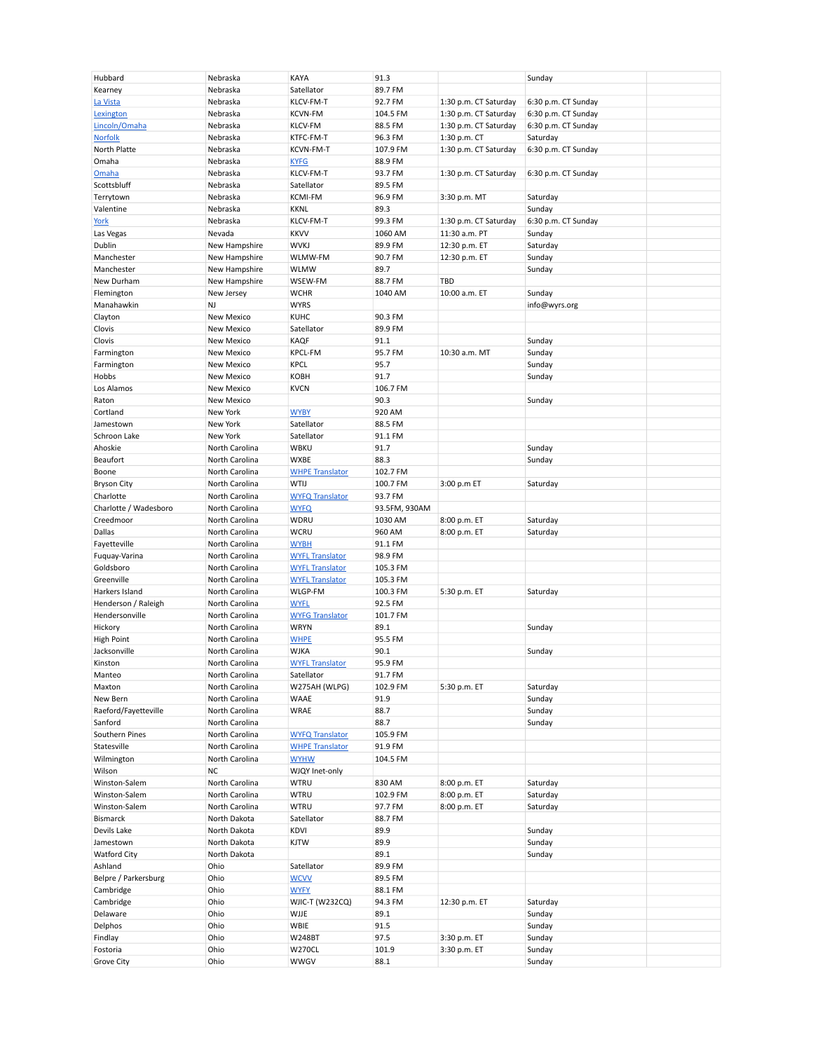| | | | | | | |
|---|---|---|---|---|---|---|
| Hubbard | Nebraska | KAYA | 91.3 | | Sunday | |
| Kearney | Nebraska | Satellator | 89.7 FM | | | |
| La Vista | Nebraska | KLCV-FM-T | 92.7 FM | 1:30 p.m. CT Saturday | 6:30 p.m. CT Sunday | |
| Lexington | Nebraska | KCVN-FM | 104.5 FM | 1:30 p.m. CT Saturday | 6:30 p.m. CT Sunday | |
| Lincoln/Omaha | Nebraska | KLCV-FM | 88.5 FM | 1:30 p.m. CT Saturday | 6:30 p.m. CT Sunday | |
| Norfolk | Nebraska | KTFC-FM-T | 96.3 FM | 1:30 p.m. CT | Saturday | |
| North Platte | Nebraska | KCVN-FM-T | 107.9 FM | 1:30 p.m. CT Saturday | 6:30 p.m. CT Sunday | |
| Omaha | Nebraska | KYFG | 88.9 FM | | | |
| Omaha | Nebraska | KLCV-FM-T | 93.7 FM | 1:30 p.m. CT Saturday | 6:30 p.m. CT Sunday | |
| Scottsbluff | Nebraska | Satellator | 89.5 FM | | | |
| Terrytown | Nebraska | KCMI-FM | 96.9 FM | 3:30 p.m. MT | Saturday | |
| Valentine | Nebraska | KKNL | 89.3 | | Sunday | |
| York | Nebraska | KLCV-FM-T | 99.3 FM | 1:30 p.m. CT Saturday | 6:30 p.m. CT Sunday | |
| Las Vegas | Nevada | KKVV | 1060 AM | 11:30 a.m. PT | Sunday | |
| Dublin | New Hampshire | WVKJ | 89.9 FM | 12:30 p.m. ET | Saturday | |
| Manchester | New Hampshire | WLMW-FM | 90.7 FM | 12:30 p.m. ET | Sunday | |
| Manchester | New Hampshire | WLMW | 89.7 | | Sunday | |
| New Durham | New Hampshire | WSEW-FM | 88.7 FM | TBD | | |
| Flemington | New Jersey | WCHR | 1040 AM | 10:00 a.m. ET | Sunday | |
| Manahawkin | NJ | WYRS | | | info@wyrs.org | |
| Clayton | New Mexico | KUHC | 90.3 FM | | | |
| Clovis | New Mexico | Satellator | 89.9 FM | | | |
| Clovis | New Mexico | KAQF | 91.1 | | Sunday | |
| Farmington | New Mexico | KPCL-FM | 95.7 FM | 10:30 a.m. MT | Sunday | |
| Farmington | New Mexico | KPCL | 95.7 | | Sunday | |
| Hobbs | New Mexico | KOBH | 91.7 | | Sunday | |
| Los Alamos | New Mexico | KVCN | 106.7 FM | | | |
| Raton | New Mexico | | 90.3 | | Sunday | |
| Cortland | New York | WYBY | 920 AM | | | |
| Jamestown | New York | Satellator | 88.5 FM | | | |
| Schroon Lake | New York | Satellator | 91.1 FM | | | |
| Ahoskie | North Carolina | WBKU | 91.7 | | Sunday | |
| Beaufort | North Carolina | WXBE | 88.3 | | Sunday | |
| Boone | North Carolina | WHPE Translator | 102.7 FM | | | |
| Bryson City | North Carolina | WTIJ | 100.7 FM | 3:00 p.m ET | Saturday | |
| Charlotte | North Carolina | WYFQ Translator | 93.7 FM | | | |
| Charlotte / Wadesboro | North Carolina | WYFQ | 93.5FM, 930AM | | | |
| Creedmoor | North Carolina | WDRU | 1030 AM | 8:00 p.m. ET | Saturday | |
| Dallas | North Carolina | WCRU | 960 AM | 8:00 p.m. ET | Saturday | |
| Fayetteville | North Carolina | WYBH | 91.1 FM | | | |
| Fuquay-Varina | North Carolina | WYFL Translator | 98.9 FM | | | |
| Goldsboro | North Carolina | WYFL Translator | 105.3 FM | | | |
| Greenville | North Carolina | WYFL Translator | 105.3 FM | | | |
| Harkers Island | North Carolina | WLGP-FM | 100.3 FM | 5:30 p.m. ET | Saturday | |
| Henderson / Raleigh | North Carolina | WYFL | 92.5 FM | | | |
| Hendersonville | North Carolina | WYFG Translator | 101.7 FM | | | |
| Hickory | North Carolina | WRYN | 89.1 | | Sunday | |
| High Point | North Carolina | WHPE | 95.5 FM | | | |
| Jacksonville | North Carolina | WJKA | 90.1 | | Sunday | |
| Kinston | North Carolina | WYFL Translator | 95.9 FM | | | |
| Manteo | North Carolina | Satellator | 91.7 FM | | | |
| Maxton | North Carolina | W275AH (WLPG) | 102.9 FM | 5:30 p.m. ET | Saturday | |
| New Bern | North Carolina | WAAE | 91.9 | | Sunday | |
| Raeford/Fayetteville | North Carolina | WRAE | 88.7 | | Sunday | |
| Sanford | North Carolina | | 88.7 | | Sunday | |
| Southern Pines | North Carolina | WYFQ Translator | 105.9 FM | | | |
| Statesville | North Carolina | WHPE Translator | 91.9 FM | | | |
| Wilmington | North Carolina | WYHW | 104.5 FM | | | |
| Wilson | NC | WJQY Inet-only | | | | |
| Winston-Salem | North Carolina | WTRU | 830 AM | 8:00 p.m. ET | Saturday | |
| Winston-Salem | North Carolina | WTRU | 102.9 FM | 8:00 p.m. ET | Saturday | |
| Winston-Salem | North Carolina | WTRU | 97.7 FM | 8:00 p.m. ET | Saturday | |
| Bismarck | North Dakota | Satellator | 88.7 FM | | | |
| Devils Lake | North Dakota | KDVI | 89.9 | | Sunday | |
| Jamestown | North Dakota | KJTW | 89.9 | | Sunday | |
| Watford City | North Dakota | | 89.1 | | Sunday | |
| Ashland | Ohio | Satellator | 89.9 FM | | | |
| Belpre / Parkersburg | Ohio | WCVV | 89.5 FM | | | |
| Cambridge | Ohio | WYFY | 88.1 FM | | | |
| Cambridge | Ohio | WJIC-T (W232CQ) | 94.3 FM | 12:30 p.m. ET | Saturday | |
| Delaware | Ohio | WJJE | 89.1 | | Sunday | |
| Delphos | Ohio | WBIE | 91.5 | | Sunday | |
| Findlay | Ohio | W248BT | 97.5 | 3:30 p.m. ET | Sunday | |
| Fostoria | Ohio | W270CL | 101.9 | 3:30 p.m. ET | Sunday | |
| Grove City | Ohio | WWGV | 88.1 | | Sunday | |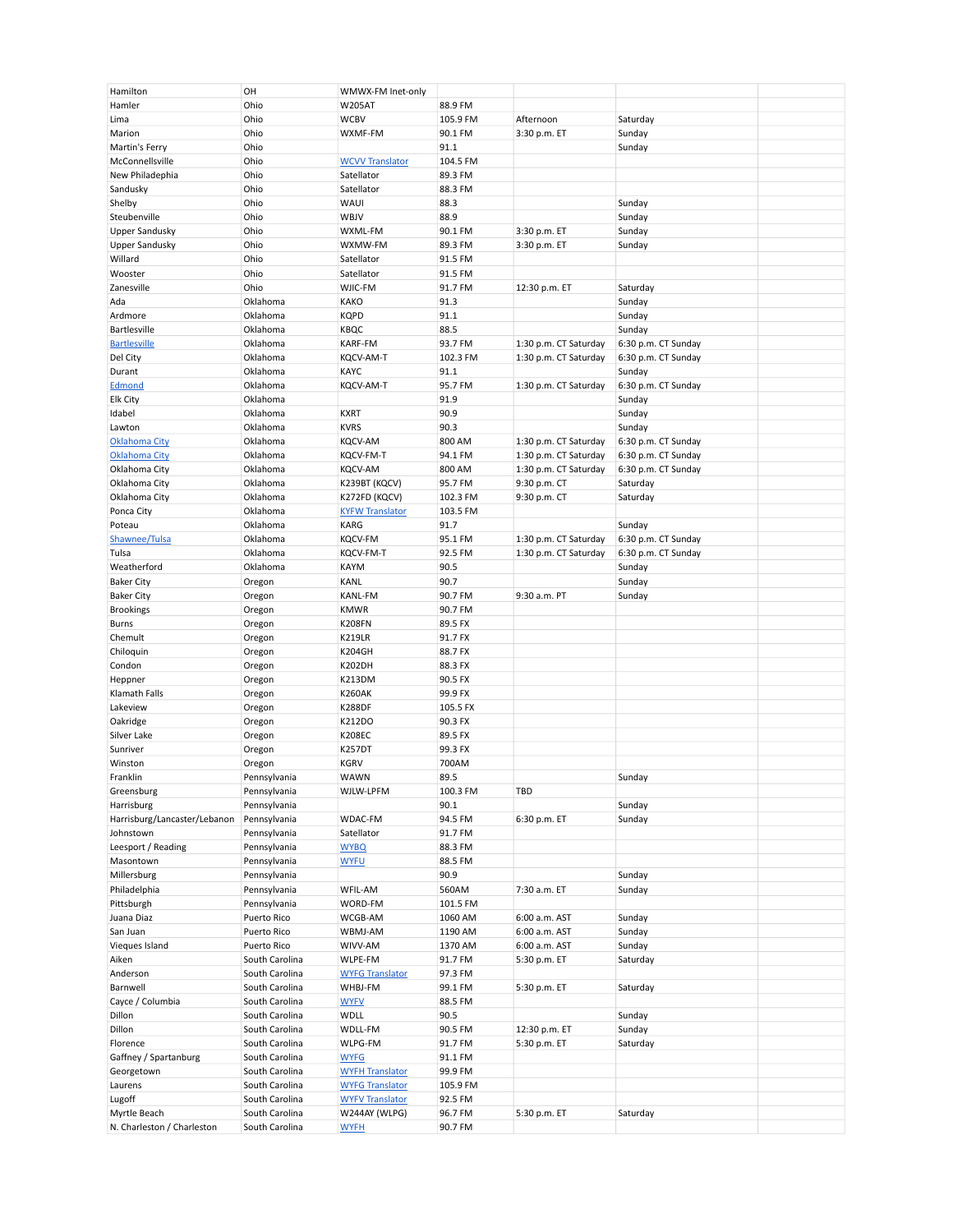| | | | | | | |
|---|---|---|---|---|---|---|
| Hamilton | OH | WMWX-FM Inet-only | | | | |
| Hamler | Ohio | W205AT | 88.9 FM | | | |
| Lima | Ohio | WCBV | 105.9 FM | Afternoon | Saturday | |
| Marion | Ohio | WXMF-FM | 90.1 FM | 3:30 p.m. ET | Sunday | |
| Martin's Ferry | Ohio | | 91.1 | | Sunday | |
| McConnellsville | Ohio | WCVV Translator | 104.5 FM | | | |
| New Philadephia | Ohio | Satellator | 89.3 FM | | | |
| Sandusky | Ohio | Satellator | 88.3 FM | | | |
| Shelby | Ohio | WAUI | 88.3 | | Sunday | |
| Steubenville | Ohio | WBJV | 88.9 | | Sunday | |
| Upper Sandusky | Ohio | WXML-FM | 90.1 FM | 3:30 p.m. ET | Sunday | |
| Upper Sandusky | Ohio | WXMW-FM | 89.3 FM | 3:30 p.m. ET | Sunday | |
| Willard | Ohio | Satellator | 91.5 FM | | | |
| Wooster | Ohio | Satellator | 91.5 FM | | | |
| Zanesville | Ohio | WJIC-FM | 91.7 FM | 12:30 p.m. ET | Saturday | |
| Ada | Oklahoma | KAKO | 91.3 | | Sunday | |
| Ardmore | Oklahoma | KQPD | 91.1 | | Sunday | |
| Bartlesville | Oklahoma | KBQC | 88.5 | | Sunday | |
| Bartlesville | Oklahoma | KARF-FM | 93.7 FM | 1:30 p.m. CT Saturday | 6:30 p.m. CT Sunday | |
| Del City | Oklahoma | KQCV-AM-T | 102.3 FM | 1:30 p.m. CT Saturday | 6:30 p.m. CT Sunday | |
| Durant | Oklahoma | KAYC | 91.1 | | Sunday | |
| Edmond | Oklahoma | KQCV-AM-T | 95.7 FM | 1:30 p.m. CT Saturday | 6:30 p.m. CT Sunday | |
| Elk City | Oklahoma | | 91.9 | | Sunday | |
| Idabel | Oklahoma | KXRT | 90.9 | | Sunday | |
| Lawton | Oklahoma | KVRS | 90.3 | | Sunday | |
| Oklahoma City | Oklahoma | KQCV-AM | 800 AM | 1:30 p.m. CT Saturday | 6:30 p.m. CT Sunday | |
| Oklahoma City | Oklahoma | KQCV-FM-T | 94.1 FM | 1:30 p.m. CT Saturday | 6:30 p.m. CT Sunday | |
| Oklahoma City | Oklahoma | KQCV-AM | 800 AM | 1:30 p.m. CT Saturday | 6:30 p.m. CT Sunday | |
| Oklahoma City | Oklahoma | K239BT (KQCV) | 95.7 FM | 9:30 p.m. CT | Saturday | |
| Oklahoma City | Oklahoma | K272FD (KQCV) | 102.3 FM | 9:30 p.m. CT | Saturday | |
| Ponca City | Oklahoma | KYFW Translator | 103.5 FM | | | |
| Poteau | Oklahoma | KARG | 91.7 | | Sunday | |
| Shawnee/Tulsa | Oklahoma | KQCV-FM | 95.1 FM | 1:30 p.m. CT Saturday | 6:30 p.m. CT Sunday | |
| Tulsa | Oklahoma | KQCV-FM-T | 92.5 FM | 1:30 p.m. CT Saturday | 6:30 p.m. CT Sunday | |
| Weatherford | Oklahoma | KAYM | 90.5 | | Sunday | |
| Baker City | Oregon | KANL | 90.7 | | Sunday | |
| Baker City | Oregon | KANL-FM | 90.7 FM | 9:30 a.m. PT | Sunday | |
| Brookings | Oregon | KMWR | 90.7 FM | | | |
| Burns | Oregon | K208FN | 89.5 FX | | | |
| Chemult | Oregon | K219LR | 91.7 FX | | | |
| Chiloquin | Oregon | K204GH | 88.7 FX | | | |
| Condon | Oregon | K202DH | 88.3 FX | | | |
| Heppner | Oregon | K213DM | 90.5 FX | | | |
| Klamath Falls | Oregon | K260AK | 99.9 FX | | | |
| Lakeview | Oregon | K288DF | 105.5 FX | | | |
| Oakridge | Oregon | K212DO | 90.3 FX | | | |
| Silver Lake | Oregon | K208EC | 89.5 FX | | | |
| Sunriver | Oregon | K257DT | 99.3 FX | | | |
| Winston | Oregon | KGRV | 700AM | | | |
| Franklin | Pennsylvania | WAWN | 89.5 | | Sunday | |
| Greensburg | Pennsylvania | WJLW-LPFM | 100.3 FM | TBD | | |
| Harrisburg | Pennsylvania | | 90.1 | | Sunday | |
| Harrisburg/Lancaster/Lebanon | Pennsylvania | WDAC-FM | 94.5 FM | 6:30 p.m. ET | Sunday | |
| Johnstown | Pennsylvania | Satellator | 91.7 FM | | | |
| Leesport / Reading | Pennsylvania | WYBQ | 88.3 FM | | | |
| Masontown | Pennsylvania | WYFU | 88.5 FM | | | |
| Millersburg | Pennsylvania | | 90.9 | | Sunday | |
| Philadelphia | Pennsylvania | WFIL-AM | 560AM | 7:30 a.m. ET | Sunday | |
| Pittsburgh | Pennsylvania | WORD-FM | 101.5 FM | | | |
| Juana Diaz | Puerto Rico | WCGB-AM | 1060 AM | 6:00 a.m. AST | Sunday | |
| San Juan | Puerto Rico | WBMJ-AM | 1190 AM | 6:00 a.m. AST | Sunday | |
| Vieques Island | Puerto Rico | WIVV-AM | 1370 AM | 6:00 a.m. AST | Sunday | |
| Aiken | South Carolina | WLPE-FM | 91.7 FM | 5:30 p.m. ET | Saturday | |
| Anderson | South Carolina | WYFG Translator | 97.3 FM | | | |
| Barnwell | South Carolina | WHBJ-FM | 99.1 FM | 5:30 p.m. ET | Saturday | |
| Cayce / Columbia | South Carolina | WYFV | 88.5 FM | | | |
| Dillon | South Carolina | WDLL | 90.5 | | Sunday | |
| Dillon | South Carolina | WDLL-FM | 90.5 FM | 12:30 p.m. ET | Sunday | |
| Florence | South Carolina | WLPG-FM | 91.7 FM | 5:30 p.m. ET | Saturday | |
| Gaffney / Spartanburg | South Carolina | WYFG | 91.1 FM | | | |
| Georgetown | South Carolina | WYFH Translator | 99.9 FM | | | |
| Laurens | South Carolina | WYFG Translator | 105.9 FM | | | |
| Lugoff | South Carolina | WYFV Translator | 92.5 FM | | | |
| Myrtle Beach | South Carolina | W244AY (WLPG) | 96.7 FM | 5:30 p.m. ET | Saturday | |
| N. Charleston / Charleston | South Carolina | WYFH | 90.7 FM | | | |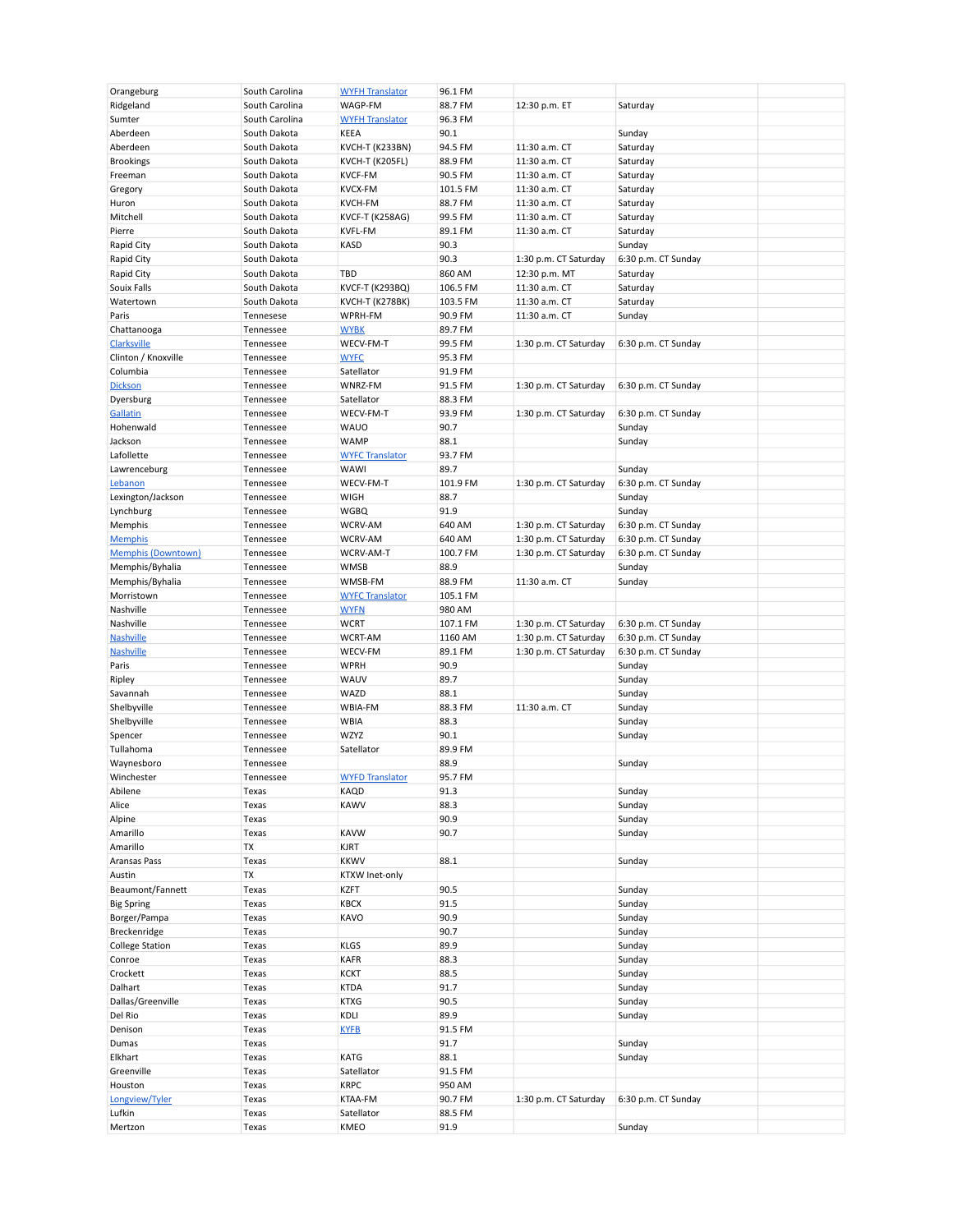| Orangeburg | South Carolina | WYFH Translator | 96.1 FM | | | |
|---|---|---|---|---|---|---|
| Ridgeland | South Carolina | WAGP-FM | 88.7 FM | 12:30 p.m. ET | Saturday | |
| Sumter | South Carolina | WYFH Translator | 96.3 FM | | | |
| Aberdeen | South Dakota | KEEA | 90.1 | | Sunday | |
| Aberdeen | South Dakota | KVCH-T (K233BN) | 94.5 FM | 11:30 a.m. CT | Saturday | |
| Brookings | South Dakota | KVCH-T (K205FL) | 88.9 FM | 11:30 a.m. CT | Saturday | |
| Freeman | South Dakota | KVCF-FM | 90.5 FM | 11:30 a.m. CT | Saturday | |
| Gregory | South Dakota | KVCX-FM | 101.5 FM | 11:30 a.m. CT | Saturday | |
| Huron | South Dakota | KVCH-FM | 88.7 FM | 11:30 a.m. CT | Saturday | |
| Mitchell | South Dakota | KVCF-T (K258AG) | 99.5 FM | 11:30 a.m. CT | Saturday | |
| Pierre | South Dakota | KVFL-FM | 89.1 FM | 11:30 a.m. CT | Saturday | |
| Rapid City | South Dakota | KASD | 90.3 | | Sunday | |
| Rapid City | South Dakota | | 90.3 | 1:30 p.m. CT Saturday | 6:30 p.m. CT Sunday | |
| Rapid City | South Dakota | TBD | 860 AM | 12:30 p.m. MT | Saturday | |
| Souix Falls | South Dakota | KVCF-T (K293BQ) | 106.5 FM | 11:30 a.m. CT | Saturday | |
| Watertown | South Dakota | KVCH-T (K278BK) | 103.5 FM | 11:30 a.m. CT | Saturday | |
| Paris | Tennesee | WPRH-FM | 90.9 FM | 11:30 a.m. CT | Sunday | |
| Chattanooga | Tennessee | WYBK | 89.7 FM | | | |
| Clarksville | Tennessee | WECV-FM-T | 99.5 FM | 1:30 p.m. CT Saturday | 6:30 p.m. CT Sunday | |
| Clinton / Knoxville | Tennessee | WYFC | 95.3 FM | | | |
| Columbia | Tennessee | Satellator | 91.9 FM | | | |
| Dickson | Tennessee | WNRZ-FM | 91.5 FM | 1:30 p.m. CT Saturday | 6:30 p.m. CT Sunday | |
| Dyersburg | Tennessee | Satellator | 88.3 FM | | | |
| Gallatin | Tennessee | WECV-FM-T | 93.9 FM | 1:30 p.m. CT Saturday | 6:30 p.m. CT Sunday | |
| Hohenwald | Tennessee | WAUO | 90.7 | | Sunday | |
| Jackson | Tennessee | WAMP | 88.1 | | Sunday | |
| Lafollette | Tennessee | WYFC Translator | 93.7 FM | | | |
| Lawrenceburg | Tennessee | WAWI | 89.7 | | Sunday | |
| Lebanon | Tennessee | WECV-FM-T | 101.9 FM | 1:30 p.m. CT Saturday | 6:30 p.m. CT Sunday | |
| Lexington/Jackson | Tennessee | WIGH | 88.7 | | Sunday | |
| Lynchburg | Tennessee | WGBQ | 91.9 | | Sunday | |
| Memphis | Tennessee | WCRV-AM | 640 AM | 1:30 p.m. CT Saturday | 6:30 p.m. CT Sunday | |
| Memphis | Tennessee | WCRV-AM | 640 AM | 1:30 p.m. CT Saturday | 6:30 p.m. CT Sunday | |
| Memphis (Downtown) | Tennessee | WCRV-AM-T | 100.7 FM | 1:30 p.m. CT Saturday | 6:30 p.m. CT Sunday | |
| Memphis/Byhalia | Tennessee | WMSB | 88.9 | | Sunday | |
| Memphis/Byhalia | Tennessee | WMSB-FM | 88.9 FM | 11:30 a.m. CT | Sunday | |
| Morristown | Tennessee | WYFC Translator | 105.1 FM | | | |
| Nashville | Tennessee | WYFN | 980 AM | | | |
| Nashville | Tennessee | WCRT | 107.1 FM | 1:30 p.m. CT Saturday | 6:30 p.m. CT Sunday | |
| Nashville | Tennessee | WCRT-AM | 1160 AM | 1:30 p.m. CT Saturday | 6:30 p.m. CT Sunday | |
| Nashville | Tennessee | WECV-FM | 89.1 FM | 1:30 p.m. CT Saturday | 6:30 p.m. CT Sunday | |
| Paris | Tennessee | WPRH | 90.9 | | Sunday | |
| Ripley | Tennessee | WAUV | 89.7 | | Sunday | |
| Savannah | Tennessee | WAZD | 88.1 | | Sunday | |
| Shelbyville | Tennessee | WBIA-FM | 88.3 FM | 11:30 a.m. CT | Sunday | |
| Shelbyville | Tennessee | WBIA | 88.3 | | Sunday | |
| Spencer | Tennessee | WZYZ | 90.1 | | Sunday | |
| Tullahoma | Tennessee | Satellator | 89.9 FM | | | |
| Waynesboro | Tennessee | | 88.9 | | Sunday | |
| Winchester | Tennessee | WYFD Translator | 95.7 FM | | | |
| Abilene | Texas | KAQD | 91.3 | | Sunday | |
| Alice | Texas | KAWV | 88.3 | | Sunday | |
| Alpine | Texas | | 90.9 | | Sunday | |
| Amarillo | Texas | KAVW | 90.7 | | Sunday | |
| Amarillo | TX | KJRT | | | | |
| Aransas Pass | Texas | KKWV | 88.1 | | Sunday | |
| Austin | TX | KTXW Inet-only | | | | |
| Beaumont/Fannett | Texas | KZFT | 90.5 | | Sunday | |
| Big Spring | Texas | KBCX | 91.5 | | Sunday | |
| Borger/Pampa | Texas | KAVO | 90.9 | | Sunday | |
| Breckenridge | Texas | | 90.7 | | Sunday | |
| College Station | Texas | KLGS | 89.9 | | Sunday | |
| Conroe | Texas | KAFR | 88.3 | | Sunday | |
| Crockett | Texas | KCKT | 88.5 | | Sunday | |
| Dalhart | Texas | KTDA | 91.7 | | Sunday | |
| Dallas/Greenville | Texas | KTXG | 90.5 | | Sunday | |
| Del Rio | Texas | KDLI | 89.9 | | Sunday | |
| Denison | Texas | KYFB | 91.5 FM | | | |
| Dumas | Texas | | 91.7 | | Sunday | |
| Elkhart | Texas | KATG | 88.1 | | Sunday | |
| Greenville | Texas | Satellator | 91.5 FM | | | |
| Houston | Texas | KRPC | 950 AM | | | |
| Longview/Tyler | Texas | KTAA-FM | 90.7 FM | 1:30 p.m. CT Saturday | 6:30 p.m. CT Sunday | |
| Lufkin | Texas | Satellator | 88.5 FM | | | |
| Mertzon | Texas | KMEO | 91.9 | | Sunday | |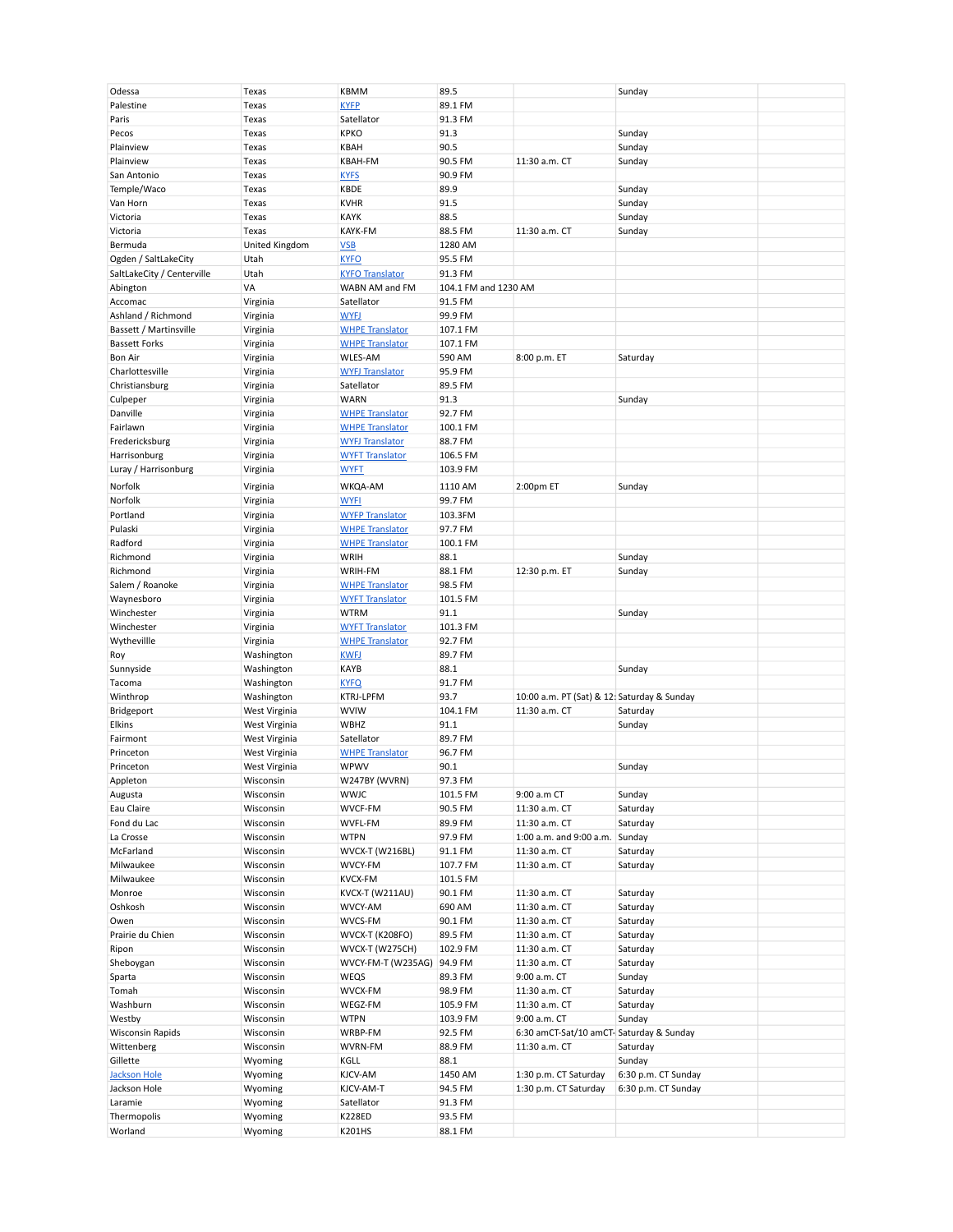| | | | | | | |
|---|---|---|---|---|---|---|
| Odessa | Texas | KBMM | 89.5 | | Sunday | |
| Palestine | Texas | KYFP | 89.1 FM | | | |
| Paris | Texas | Satellator | 91.3 FM | | | |
| Pecos | Texas | KPKO | 91.3 | | Sunday | |
| Plainview | Texas | KBAH | 90.5 | | Sunday | |
| Plainview | Texas | KBAH-FM | 90.5 FM | 11:30 a.m. CT | Sunday | |
| San Antonio | Texas | KYFS | 90.9 FM | | | |
| Temple/Waco | Texas | KBDE | 89.9 | | Sunday | |
| Van Horn | Texas | KVHR | 91.5 | | Sunday | |
| Victoria | Texas | KAYK | 88.5 | | Sunday | |
| Victoria | Texas | KAYK-FM | 88.5 FM | 11:30 a.m. CT | Sunday | |
| Bermuda | United Kingdom | VSB | 1280 AM | | | |
| Ogden / SaltLakeCity | Utah | KYFO | 95.5 FM | | | |
| SaltLakeCity / Centerville | Utah | KYFO Translator | 91.3 FM | | | |
| Abington | VA | WABN AM and FM | 104.1 FM and 1230 AM | | | |
| Accomac | Virginia | Satellator | 91.5 FM | | | |
| Ashland / Richmond | Virginia | WYFJ | 99.9 FM | | | |
| Bassett / Martinsville | Virginia | WHPE Translator | 107.1 FM | | | |
| Bassett Forks | Virginia | WHPE Translator | 107.1 FM | | | |
| Bon Air | Virginia | WLES-AM | 590 AM | 8:00 p.m. ET | Saturday | |
| Charlottesville | Virginia | WYFJ Translator | 95.9 FM | | | |
| Christiansburg | Virginia | Satellator | 89.5 FM | | | |
| Culpeper | Virginia | WARN | 91.3 | | Sunday | |
| Danville | Virginia | WHPE Translator | 92.7 FM | | | |
| Fairlawn | Virginia | WHPE Translator | 100.1 FM | | | |
| Fredericksburg | Virginia | WYFJ Translator | 88.7 FM | | | |
| Harrisonburg | Virginia | WYFT Translator | 106.5 FM | | | |
| Luray / Harrisonburg | Virginia | WYFT | 103.9 FM | | | |
| Norfolk | Virginia | WKQA-AM | 1110 AM | 2:00pm ET | Sunday | |
| Norfolk | Virginia | WYFI | 99.7 FM | | | |
| Portland | Virginia | WYFP Translator | 103.3FM | | | |
| Pulaski | Virginia | WHPE Translator | 97.7 FM | | | |
| Radford | Virginia | WHPE Translator | 100.1 FM | | | |
| Richmond | Virginia | WRIH | 88.1 | | Sunday | |
| Richmond | Virginia | WRIH-FM | 88.1 FM | 12:30 p.m. ET | Sunday | |
| Salem / Roanoke | Virginia | WHPE Translator | 98.5 FM | | | |
| Waynesboro | Virginia | WYFT Translator | 101.5 FM | | | |
| Winchester | Virginia | WTRM | 91.1 | | Sunday | |
| Winchester | Virginia | WYFT Translator | 101.3 FM | | | |
| Wytheville | Virginia | WHPE Translator | 92.7 FM | | | |
| Roy | Washington | KWFJ | 89.7 FM | | | |
| Sunnyside | Washington | KAYB | 88.1 | | Sunday | |
| Tacoma | Washington | KYFQ | 91.7 FM | | | |
| Winthrop | Washington | KTRJ-LPFM | 93.7 | 10:00 a.m. PT (Sat) & 12: | Saturday & Sunday | |
| Bridgeport | West Virginia | WVIW | 104.1 FM | 11:30 a.m. CT | Saturday | |
| Elkins | West Virginia | WBHZ | 91.1 | | Sunday | |
| Fairmont | West Virginia | Satellator | 89.7 FM | | | |
| Princeton | West Virginia | WHPE Translator | 96.7 FM | | | |
| Princeton | West Virginia | WPWV | 90.1 | | Sunday | |
| Appleton | Wisconsin | W247BY (WVRN) | 97.3 FM | | | |
| Augusta | Wisconsin | WWJC | 101.5 FM | 9:00 a.m CT | Sunday | |
| Eau Claire | Wisconsin | WVCF-FM | 90.5 FM | 11:30 a.m. CT | Saturday | |
| Fond du Lac | Wisconsin | WVFL-FM | 89.9 FM | 11:30 a.m. CT | Saturday | |
| La Crosse | Wisconsin | WTPN | 97.9 FM | 1:00 a.m. and 9:00 a.m. | Sunday | |
| McFarland | Wisconsin | WVCX-T (W216BL) | 91.1 FM | 11:30 a.m. CT | Saturday | |
| Milwaukee | Wisconsin | WVCY-FM | 107.7 FM | 11:30 a.m. CT | Saturday | |
| Milwaukee | Wisconsin | KVCX-FM | 101.5 FM | | | |
| Monroe | Wisconsin | KVCX-T (W211AU) | 90.1 FM | 11:30 a.m. CT | Saturday | |
| Oshkosh | Wisconsin | WVCY-AM | 690 AM | 11:30 a.m. CT | Saturday | |
| Owen | Wisconsin | WVCS-FM | 90.1 FM | 11:30 a.m. CT | Saturday | |
| Prairie du Chien | Wisconsin | WVCX-T (K208FO) | 89.5 FM | 11:30 a.m. CT | Saturday | |
| Ripon | Wisconsin | WVCX-T (W275CH) | 102.9 FM | 11:30 a.m. CT | Saturday | |
| Sheboygan | Wisconsin | WVCY-FM-T (W235AG) | 94.9 FM | 11:30 a.m. CT | Saturday | |
| Sparta | Wisconsin | WEQS | 89.3 FM | 9:00 a.m. CT | Sunday | |
| Tomah | Wisconsin | WVCX-FM | 98.9 FM | 11:30 a.m. CT | Saturday | |
| Washburn | Wisconsin | WEGZ-FM | 105.9 FM | 11:30 a.m. CT | Saturday | |
| Westby | Wisconsin | WTPN | 103.9 FM | 9:00 a.m. CT | Sunday | |
| Wisconsin Rapids | Wisconsin | WRBP-FM | 92.5 FM | 6:30 amCT-Sat/10 amCT- | Saturday & Sunday | |
| Wittenberg | Wisconsin | WVRN-FM | 88.9 FM | 11:30 a.m. CT | Saturday | |
| Gillette | Wyoming | KGLL | 88.1 | | Sunday | |
| Jackson Hole | Wyoming | KJCV-AM | 1450 AM | 1:30 p.m. CT Saturday | 6:30 p.m. CT Sunday | |
| Jackson Hole | Wyoming | KJCV-AM-T | 94.5 FM | 1:30 p.m. CT Saturday | 6:30 p.m. CT Sunday | |
| Laramie | Wyoming | Satellator | 91.3 FM | | | |
| Thermopolis | Wyoming | K228ED | 93.5 FM | | | |
| Worland | Wyoming | K201HS | 88.1 FM | | | |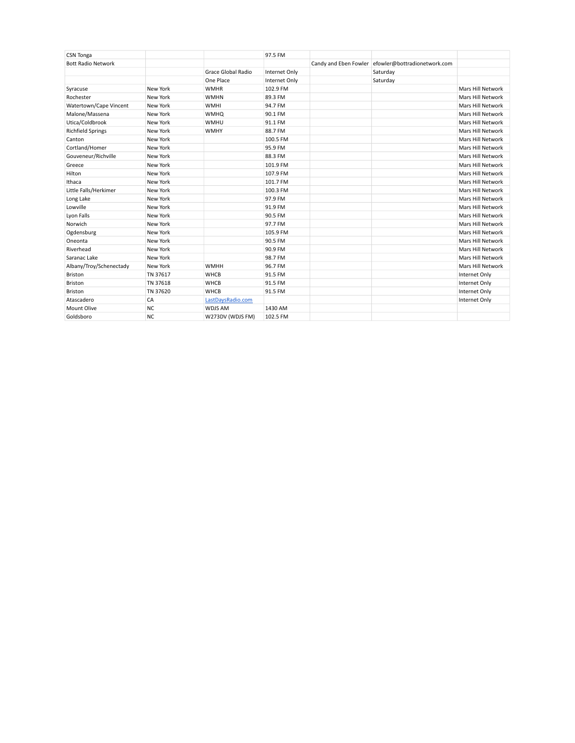| | | | | | | |
|---|---|---|---|---|---|---|
| CSN Tonga | | | 97.5 FM | | | |
| Bott Radio Network | | | | Candy and Eben Fowler | efowler@bottradionetwork.com | |
| | | Grace Global Radio | Internet Only | | Saturday | |
| | | One Place | Internet Only | | Saturday | |
| Syracuse | New York | WMHR | 102.9 FM | | | Mars Hill Network |
| Rochester | New York | WMHN | 89.3 FM | | | Mars Hill Network |
| Watertown/Cape Vincent | New York | WMHI | 94.7 FM | | | Mars Hill Network |
| Malone/Massena | New York | WMHQ | 90.1 FM | | | Mars Hill Network |
| Utica/Coldbrook | New York | WMHU | 91.1 FM | | | Mars Hill Network |
| Richfield Springs | New York | WMHY | 88.7 FM | | | Mars Hill Network |
| Canton | New York | | 100.5 FM | | | Mars Hill Network |
| Cortland/Homer | New York | | 95.9 FM | | | Mars Hill Network |
| Gouveneur/Richville | New York | | 88.3 FM | | | Mars Hill Network |
| Greece | New York | | 101.9 FM | | | Mars Hill Network |
| Hilton | New York | | 107.9 FM | | | Mars Hill Network |
| Ithaca | New York | | 101.7 FM | | | Mars Hill Network |
| Little Falls/Herkimer | New York | | 100.3 FM | | | Mars Hill Network |
| Long Lake | New York | | 97.9 FM | | | Mars Hill Network |
| Lowville | New York | | 91.9 FM | | | Mars Hill Network |
| Lyon Falls | New York | | 90.5 FM | | | Mars Hill Network |
| Norwich | New York | | 97.7 FM | | | Mars Hill Network |
| Ogdensburg | New York | | 105.9 FM | | | Mars Hill Network |
| Oneonta | New York | | 90.5 FM | | | Mars Hill Network |
| Riverhead | New York | | 90.9 FM | | | Mars Hill Network |
| Saranac Lake | New York | | 98.7 FM | | | Mars Hill Network |
| Albany/Troy/Schenectady | New York | WMHH | 96.7 FM | | | Mars Hill Network |
| Briston | TN 37617 | WHCB | 91.5 FM | | | Internet Only |
| Briston | TN 37618 | WHCB | 91.5 FM | | | Internet Only |
| Briston | TN 37620 | WHCB | 91.5 FM | | | Internet Only |
| Atascadero | CA | LastDaysRadio.com | | | | Internet Only |
| Mount Olive | NC | WDJS AM | 1430 AM | | | |
| Goldsboro | NC | W273DV (WDJS FM) | 102.5 FM | | | |